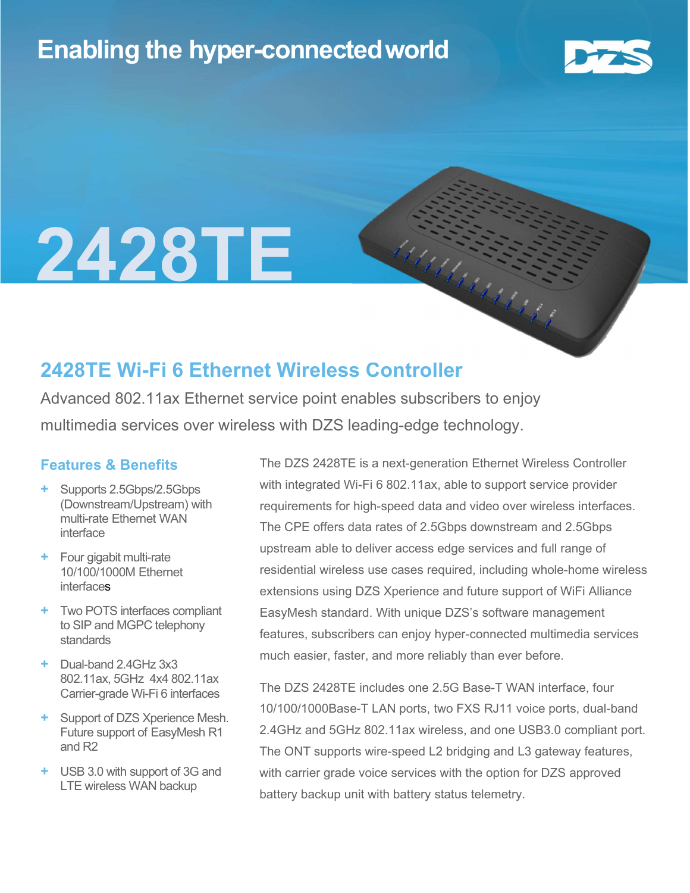# Enabling the hyper-connected world

# 2428TE

## 2428TE Wi-Fi 6 Ethernet Wireless Controller

Advanced 802.11ax Ethernet service point enables subscribers to enjoy multimedia services over wireless with DZS leading-edge technology.

### Features & Benefits

- Supports 2.5Gbps/2.5Gbps (Downstream/Upstream) with multi-rate Ethernet WAN interface
- Four gigabit multi-rate 10/100/1000M Ethernet interfaces
- Two POTS interfaces compliant to SIP and MGPC telephony standards
- Dual-band 2.4GHz 3x3 802.11ax, 5GHz 4x4 802.11ax Carrier-grade Wi-Fi 6 interfaces
- Support of DZS Xperience Mesh. Future support of EasyMesh R1 and R2
- USB 3.0 with support of 3G and LTE wireless WAN backup

The DZS 2428TE is a next-generation Ethernet Wireless Controller with integrated Wi-Fi 6 802.11ax, able to support service provider requirements for high-speed data and video over wireless interfaces. The CPE offers data rates of 2.5Gbps downstream and 2.5Gbps upstream able to deliver access edge services and full range of residential wireless use cases required, including whole-home wireless extensions using DZS Xperience and future support of WiFi Alliance EasyMesh standard. With unique DZS's software management features, subscribers can enjoy hyper-connected multimedia services much easier, faster, and more reliably than ever before.

The DZS 2428TE includes one 2.5G Base-T WAN interface, four 10/100/1000Base-T LAN ports, two FXS RJ11 voice ports, dual-band 2.4GHz and 5GHz 802.11ax wireless, and one USB3.0 compliant port. The ONT supports wire-speed L2 bridging and L3 gateway features, with carrier grade voice services with the option for DZS approved battery backup unit with battery status telemetry.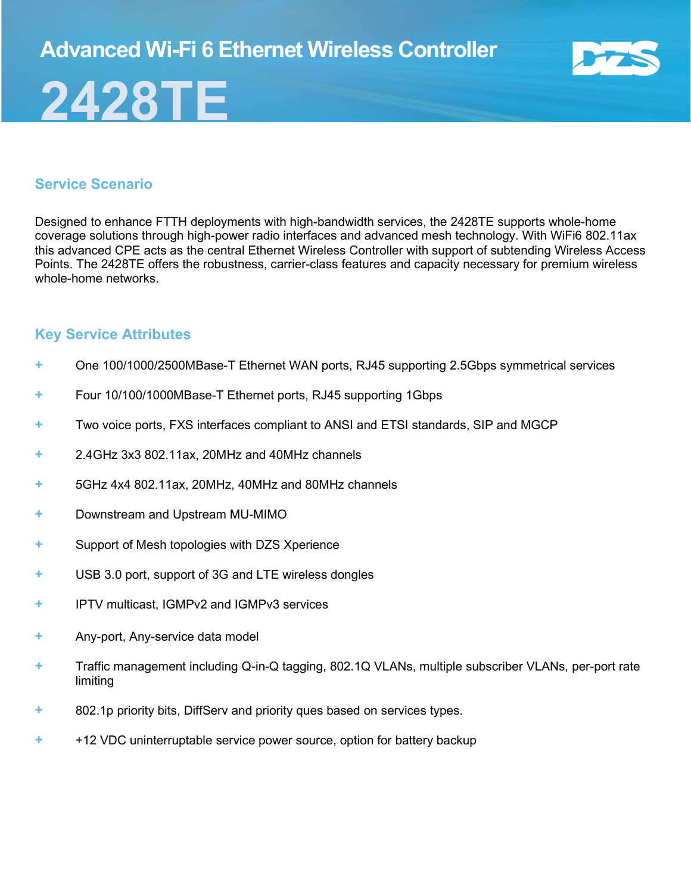# Advanced Wi-Fi 6 Ethernet Wireless Controller

# 2428TE

## Service Scenario

Designed to enhance FTTH deployments with high-bandwidth services, the 2428TE supports whole-home coverage solutions through high-power radio interfaces and advanced mesh technology. With WiFi6 802.11ax this advanced CPE acts as the central Ethernet Wireless Controller with support of subtending Wireless Access Points. The 2428TE offers the robustness, carrier-class features and capacity necessary for premium wireless whole-home networks.

## Key Service Attributes

- One 100/1000/2500MBase-T Ethernet WAN ports, RJ45 supporting 2.5Gbps symmetrical services
- Four 10/100/1000MBase-T Ethernet ports, RJ45 supporting 1Gbps
- Two voice ports, FXS interfaces compliant to ANSI and ETSI standards, SIP and MGCP
- 2.4GHz 3x3 802.11ax, 20MHz and 40MHz channels
- 5GHz 4x4 802.11ax, 20MHz, 40MHz and 80MHz channels
- Downstream and Upstream MU-MIMO
- Support of Mesh topologies with DZS Xperience
- USB 3.0 port, support of 3G and LTE wireless dongles
- IPTV multicast, IGMPv2 and IGMPv3 services
- Any-port, Any-service data model
- Traffic management including Q-in-Q tagging, 802.1Q VLANs, multiple subscriber VLANs, per-port rate limiting
- 802.1p priority bits, DiffServ and priority ques based on services types.
- +12 VDC uninterruptable service power source, option for battery backup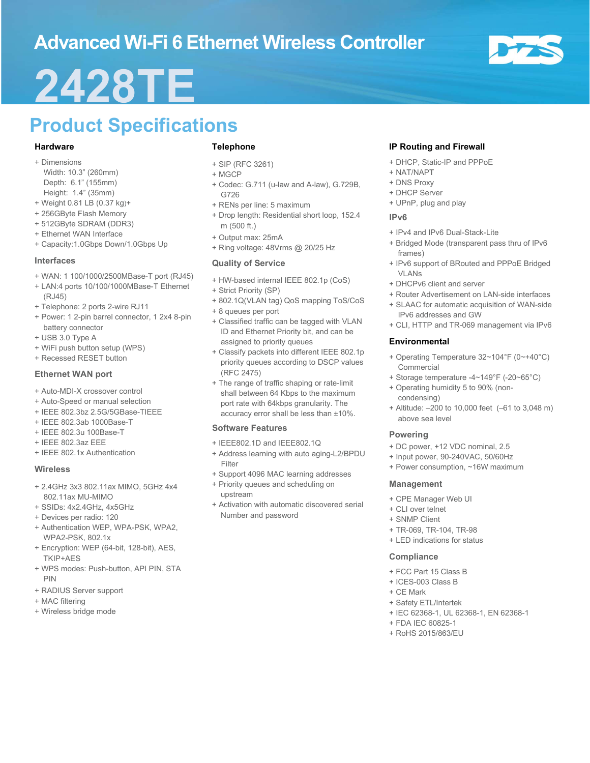# Advanced Wi-Fi 6 Ethernet Wireless Controller

# 2428TE

## Product Specifications

### Hardware

+ Dimensions
  Width: 10.3" (260mm)
  Depth: 6.1" (155mm)
  Height: 1.4" (35mm)
+ Weight 0.81 LB (0.37 kg)+
+ 256GByte Flash Memory
+ 512GByte SDRAM (DDR3)
+ Ethernet WAN Interface
+ Capacity:1.0Gbps Down/1.0Gbps Up

### Interfaces

+ WAN: 1 100/1000/2500MBase-T port (RJ45)
+ LAN:4 ports 10/100/1000MBase-T Ethernet (RJ45)
+ Telephone: 2 ports 2-wire RJ11
+ Power: 1 2-pin barrel connector, 1 2x4 8-pin battery connector
+ USB 3.0 Type A
+ WiFi push button setup (WPS)
+ Recessed RESET button

### Ethernet WAN port

+ Auto-MDI-X crossover control
+ Auto-Speed or manual selection
+ IEEE 802.3bz 2.5G/5GBase-TIEEE
+ IEEE 802.3ab 1000Base-T
+ IEEE 802.3u 100Base-T
+ IEEE 802.3az EEE
+ IEEE 802.1x Authentication

### Wireless

+ 2.4GHz 3x3 802.11ax MIMO, 5GHz 4x4 802.11ax MU-MIMO
+ SSIDs: 4x2.4GHz, 4x5GHz
+ Devices per radio: 120
+ Authentication WEP, WPA-PSK, WPA2, WPA2-PSK, 802.1x
+ Encryption: WEP (64-bit, 128-bit), AES, TKIP+AES
+ WPS modes: Push-button, API PIN, STA PIN
+ RADIUS Server support
+ MAC filtering
+ Wireless bridge mode

### Telephone

+ SIP (RFC 3261)
+ MGCP
+ Codec: G.711 (u-law and A-law), G.729B, G726
+ RENs per line: 5 maximum
+ Drop length: Residential short loop, 152.4 m (500 ft.)
+ Output max: 25mA
+ Ring voltage: 48Vrms @ 20/25 Hz

### Quality of Service

+ HW-based internal IEEE 802.1p (CoS)
+ Strict Priority (SP)
+ 802.1Q(VLAN tag) QoS mapping ToS/CoS
+ 8 queues per port
+ Classified traffic can be tagged with VLAN ID and Ethernet Priority bit, and can be assigned to priority queues
+ Classify packets into different IEEE 802.1p priority queues according to DSCP values (RFC 2475)
+ The range of traffic shaping or rate-limit shall between 64 Kbps to the maximum port rate with 64kbps granularity. The accuracy error shall be less than ±10%.

### Software Features

+ IEEE802.1D and IEEE802.1Q
+ Address learning with auto aging-L2/BPDU Filter
+ Support 4096 MAC learning addresses
+ Priority queues and scheduling on upstream
+ Activation with automatic discovered serial Number and password

### IP Routing and Firewall

+ DHCP, Static-IP and PPPoE
+ NAT/NAPT
+ DNS Proxy
+ DHCP Server
+ UPnP, plug and play

### IPv6

+ IPv4 and IPv6 Dual-Stack-Lite
+ Bridged Mode (transparent pass thru of IPv6 frames)
+ IPv6 support of BRouted and PPPoE Bridged VLANs
+ DHCPv6 client and server
+ Router Advertisement on LAN-side interfaces
+ SLAAC for automatic acquisition of WAN-side IPv6 addresses and GW
+ CLI, HTTP and TR-069 management via IPv6

### Environmental

+ Operating Temperature 32~104°F (0~+40°C) Commercial
+ Storage temperature -4~149°F (-20~65°C)
+ Operating humidity 5 to 90% (non-condensing)
+ Altitude: –200 to 10,000 feet (–61 to 3,048 m) above sea level

### Powering

+ DC power, +12 VDC nominal, 2.5
+ Input power, 90-240VAC, 50/60Hz
+ Power consumption, ~16W maximum

### Management

+ CPE Manager Web UI
+ CLI over telnet
+ SNMP Client
+ TR-069, TR-104, TR-98
+ LED indications for status

### Compliance

+ FCC Part 15 Class B
+ ICES-003 Class B
+ CE Mark
+ Safety ETL/Intertek
+ IEC 62368-1, UL 62368-1, EN 62368-1
+ FDA IEC 60825-1
+ RoHS 2015/863/EU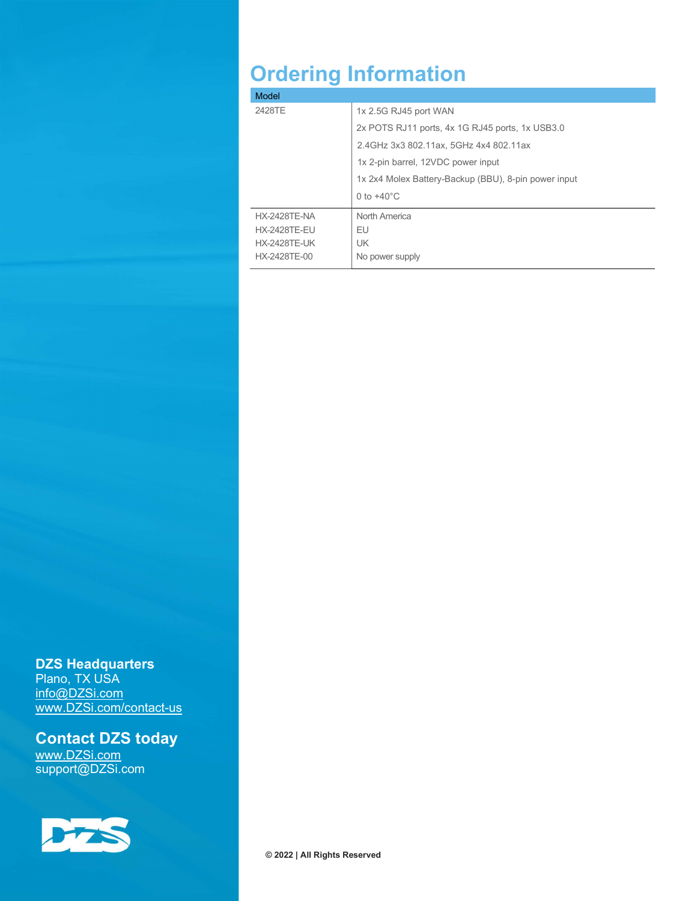## Ordering Information

| Model | |
|---|---|
| 2428TE | 1x 2.5G RJ45 port WAN |
| | 2x POTS RJ11 ports, 4x 1G RJ45 ports, 1x USB3.0 |
| | 2.4GHz 3x3 802.11ax, 5GHz 4x4 802.11ax |
| | 1x 2-pin barrel, 12VDC power input |
| | 1x 2x4 Molex Battery-Backup (BBU), 8-pin power input |
| | 0 to +40°C |
| HX-2428TE-NA | North America |
| HX-2428TE-EU | EU |
| HX-2428TE-UK | UK |
| HX-2428TE-00 | No power supply |

**DZS Headquarters**
Plano, TX USA
info@DZSi.com
www.DZSi.com/contact-us

**Contact DZS today**
www.DZSi.com
support@DZSi.com

**© 2022 | All Rights Reserved**